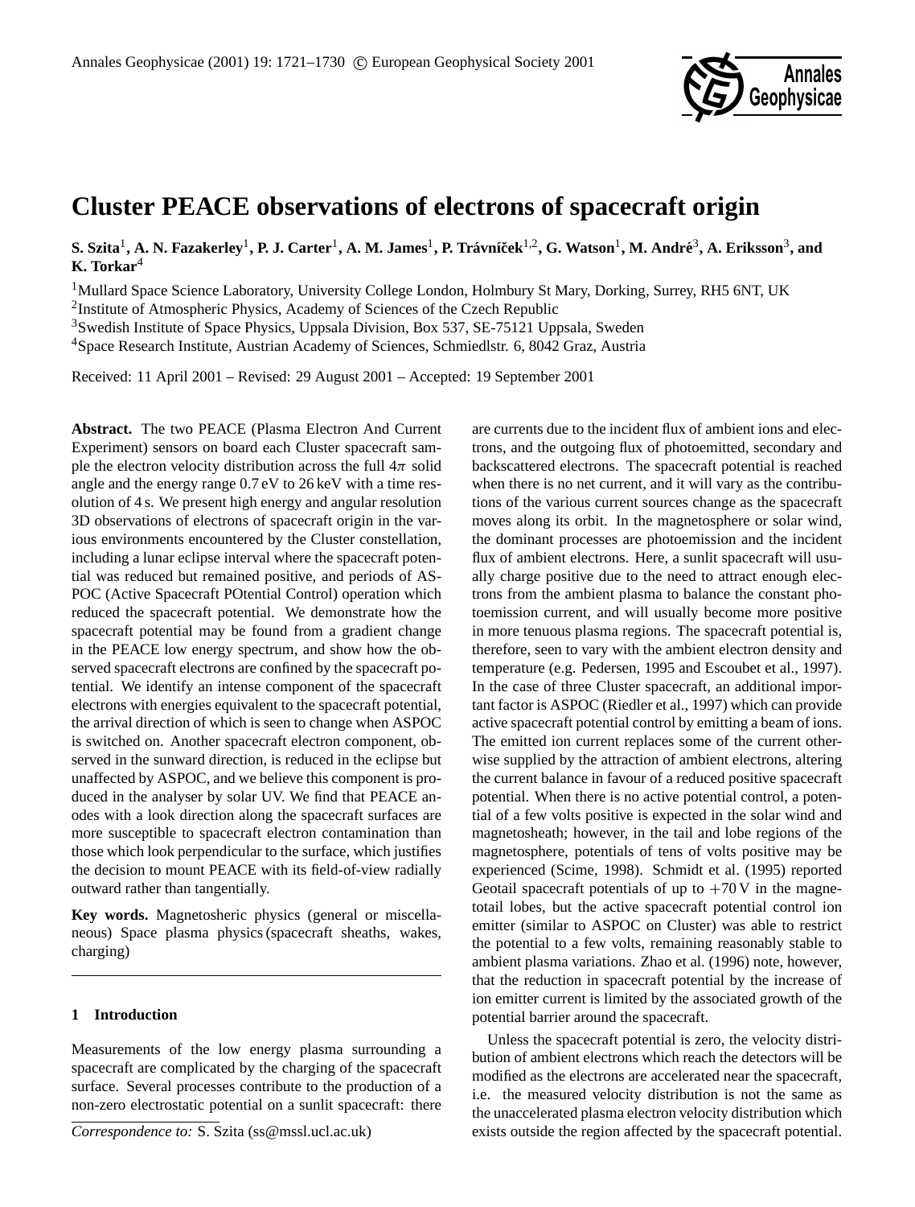# Cluster PEACE observations of electrons of spacecraft origin

**S. Szita**[1], **A. N. Fazakerley**[1], **P. J. Carter**[1], **A. M. James**[1], **P. Trávníček**[1,2], **G. Watson**[1], **M. André**[3], **A. Eriksson**[3], **and K. Torkar**[4]

[1]Mullard Space Science Laboratory, University College London, Holmbury St Mary, Dorking, Surrey, RH5 6NT, UK
[2]Institute of Atmospheric Physics, Academy of Sciences of the Czech Republic
[3]Swedish Institute of Space Physics, Uppsala Division, Box 537, SE-75121 Uppsala, Sweden
[4]Space Research Institute, Austrian Academy of Sciences, Schmiedlstr. 6, 8042 Graz, Austria

Received: 11 April 2001 – Revised: 29 August 2001 – Accepted: 19 September 2001

**Abstract.** The two PEACE (Plasma Electron And Current Experiment) sensors on board each Cluster spacecraft sample the electron velocity distribution across the full $4\pi$ solid angle and the energy range 0.7 eV to 26 keV with a time resolution of 4 s. We present high energy and angular resolution 3D observations of electrons of spacecraft origin in the various environments encountered by the Cluster constellation, including a lunar eclipse interval where the spacecraft potential was reduced but remained positive, and periods of ASPOC (Active Spacecraft POtential Control) operation which reduced the spacecraft potential. We demonstrate how the spacecraft potential may be found from a gradient change in the PEACE low energy spectrum, and show how the observed spacecraft electrons are confined by the spacecraft potential. We identify an intense component of the spacecraft electrons with energies equivalent to the spacecraft potential, the arrival direction of which is seen to change when ASPOC is switched on. Another spacecraft electron component, observed in the sunward direction, is reduced in the eclipse but unaffected by ASPOC, and we believe this component is produced in the analyser by solar UV. We find that PEACE anodes with a look direction along the spacecraft surfaces are more susceptible to spacecraft electron contamination than those which look perpendicular to the surface, which justifies the decision to mount PEACE with its field-of-view radially outward rather than tangentially.

**Key words.** Magnetosheric physics (general or miscellaneous) Space plasma physics (spacecraft sheaths, wakes, charging)

## 1 Introduction

Measurements of the low energy plasma surrounding a spacecraft are complicated by the charging of the spacecraft surface. Several processes contribute to the production of a non-zero electrostatic potential on a sunlit spacecraft: there are currents due to the incident flux of ambient ions and electrons, and the outgoing flux of photoemitted, secondary and backscattered electrons. The spacecraft potential is reached when there is no net current, and it will vary as the contributions of the various current sources change as the spacecraft moves along its orbit. In the magnetosphere or solar wind, the dominant processes are photoemission and the incident flux of ambient electrons. Here, a sunlit spacecraft will usually charge positive due to the need to attract enough electrons from the ambient plasma to balance the constant photoemission current, and will usually become more positive in more tenuous plasma regions. The spacecraft potential is, therefore, seen to vary with the ambient electron density and temperature (e.g. Pedersen, 1995 and Escoubet et al., 1997). In the case of three Cluster spacecraft, an additional important factor is ASPOC (Riedler et al., 1997) which can provide active spacecraft potential control by emitting a beam of ions. The emitted ion current replaces some of the current otherwise supplied by the attraction of ambient electrons, altering the current balance in favour of a reduced positive spacecraft potential. When there is no active potential control, a potential of a few volts positive is expected in the solar wind and magnetosheath; however, in the tail and lobe regions of the magnetosphere, potentials of tens of volts positive may be experienced (Scime, 1998). Schmidt et al. (1995) reported Geotail spacecraft potentials of up to $+70$ V in the magnetotail lobes, but the active spacecraft potential control ion emitter (similar to ASPOC on Cluster) was able to restrict the potential to a few volts, remaining reasonably stable to ambient plasma variations. Zhao et al. (1996) note, however, that the reduction in spacecraft potential by the increase of ion emitter current is limited by the associated growth of the potential barrier around the spacecraft.

Unless the spacecraft potential is zero, the velocity distribution of ambient electrons which reach the detectors will be modified as the electrons are accelerated near the spacecraft, i.e. the measured velocity distribution is not the same as the unaccelerated plasma electron velocity distribution which exists outside the region affected by the spacecraft potential.

*Correspondence to:* S. Szita (ss@mssl.ucl.ac.uk)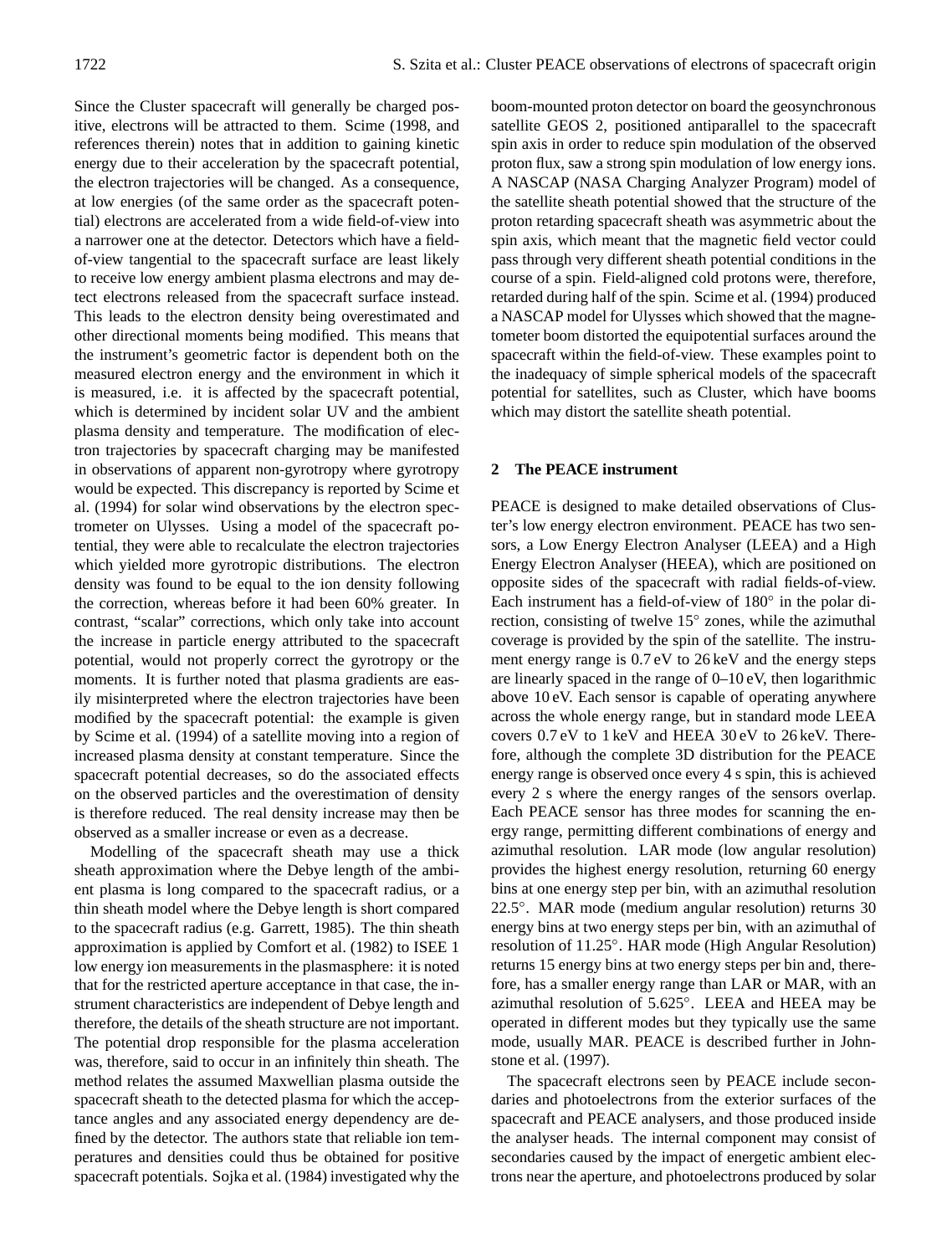Since the Cluster spacecraft will generally be charged positive, electrons will be attracted to them. Scime (1998, and references therein) notes that in addition to gaining kinetic energy due to their acceleration by the spacecraft potential, the electron trajectories will be changed. As a consequence, at low energies (of the same order as the spacecraft potential) electrons are accelerated from a wide field-of-view into a narrower one at the detector. Detectors which have a field-of-view tangential to the spacecraft surface are least likely to receive low energy ambient plasma electrons and may detect electrons released from the spacecraft surface instead. This leads to the electron density being overestimated and other directional moments being modified. This means that the instrument's geometric factor is dependent both on the measured electron energy and the environment in which it is measured, i.e. it is affected by the spacecraft potential, which is determined by incident solar UV and the ambient plasma density and temperature. The modification of electron trajectories by spacecraft charging may be manifested in observations of apparent non-gyrotropy where gyrotropy would be expected. This discrepancy is reported by Scime et al. (1994) for solar wind observations by the electron spectrometer on Ulysses. Using a model of the spacecraft potential, they were able to recalculate the electron trajectories which yielded more gyrotropic distributions. The electron density was found to be equal to the ion density following the correction, whereas before it had been 60% greater. In contrast, "scalar" corrections, which only take into account the increase in particle energy attributed to the spacecraft potential, would not properly correct the gyrotropy or the moments. It is further noted that plasma gradients are easily misinterpreted where the electron trajectories have been modified by the spacecraft potential: the example is given by Scime et al. (1994) of a satellite moving into a region of increased plasma density at constant temperature. Since the spacecraft potential decreases, so do the associated effects on the observed particles and the overestimation of density is therefore reduced. The real density increase may then be observed as a smaller increase or even as a decrease.

Modelling of the spacecraft sheath may use a thick sheath approximation where the Debye length of the ambient plasma is long compared to the spacecraft radius, or a thin sheath model where the Debye length is short compared to the spacecraft radius (e.g. Garrett, 1985). The thin sheath approximation is applied by Comfort et al. (1982) to ISEE 1 low energy ion measurements in the plasmasphere: it is noted that for the restricted aperture acceptance in that case, the instrument characteristics are independent of Debye length and therefore, the details of the sheath structure are not important. The potential drop responsible for the plasma acceleration was, therefore, said to occur in an infinitely thin sheath. The method relates the assumed Maxwellian plasma outside the spacecraft sheath to the detected plasma for which the acceptance angles and any associated energy dependency are defined by the detector. The authors state that reliable ion temperatures and densities could thus be obtained for positive spacecraft potentials. Sojka et al. (1984) investigated why the boom-mounted proton detector on board the geosynchronous satellite GEOS 2, positioned antiparallel to the spacecraft spin axis in order to reduce spin modulation of the observed proton flux, saw a strong spin modulation of low energy ions. A NASCAP (NASA Charging Analyzer Program) model of the satellite sheath potential showed that the structure of the proton retarding spacecraft sheath was asymmetric about the spin axis, which meant that the magnetic field vector could pass through very different sheath potential conditions in the course of a spin. Field-aligned cold protons were, therefore, retarded during half of the spin. Scime et al. (1994) produced a NASCAP model for Ulysses which showed that the magnetometer boom distorted the equipotential surfaces around the spacecraft within the field-of-view. These examples point to the inadequacy of simple spherical models of the spacecraft potential for satellites, such as Cluster, which have booms which may distort the satellite sheath potential.

## 2 The PEACE instrument

PEACE is designed to make detailed observations of Cluster's low energy electron environment. PEACE has two sensors, a Low Energy Electron Analyser (LEEA) and a High Energy Electron Analyser (HEEA), which are positioned on opposite sides of the spacecraft with radial fields-of-view. Each instrument has a field-of-view of 180° in the polar direction, consisting of twelve 15° zones, while the azimuthal coverage is provided by the spin of the satellite. The instrument energy range is 0.7 eV to 26 keV and the energy steps are linearly spaced in the range of 0–10 eV, then logarithmic above 10 eV. Each sensor is capable of operating anywhere across the whole energy range, but in standard mode LEEA covers 0.7 eV to 1 keV and HEEA 30 eV to 26 keV. Therefore, although the complete 3D distribution for the PEACE energy range is observed once every 4 s spin, this is achieved every 2 s where the energy ranges of the sensors overlap. Each PEACE sensor has three modes for scanning the energy range, permitting different combinations of energy and azimuthal resolution. LAR mode (low angular resolution) provides the highest energy resolution, returning 60 energy bins at one energy step per bin, with an azimuthal resolution 22.5°. MAR mode (medium angular resolution) returns 30 energy bins at two energy steps per bin, with an azimuthal of resolution of 11.25°. HAR mode (High Angular Resolution) returns 15 energy bins at two energy steps per bin and, therefore, has a smaller energy range than LAR or MAR, with an azimuthal resolution of 5.625°. LEEA and HEEA may be operated in different modes but they typically use the same mode, usually MAR. PEACE is described further in Johnstone et al. (1997).

The spacecraft electrons seen by PEACE include secondaries and photoelectrons from the exterior surfaces of the spacecraft and PEACE analysers, and those produced inside the analyser heads. The internal component may consist of secondaries caused by the impact of energetic ambient electrons near the aperture, and photoelectrons produced by solar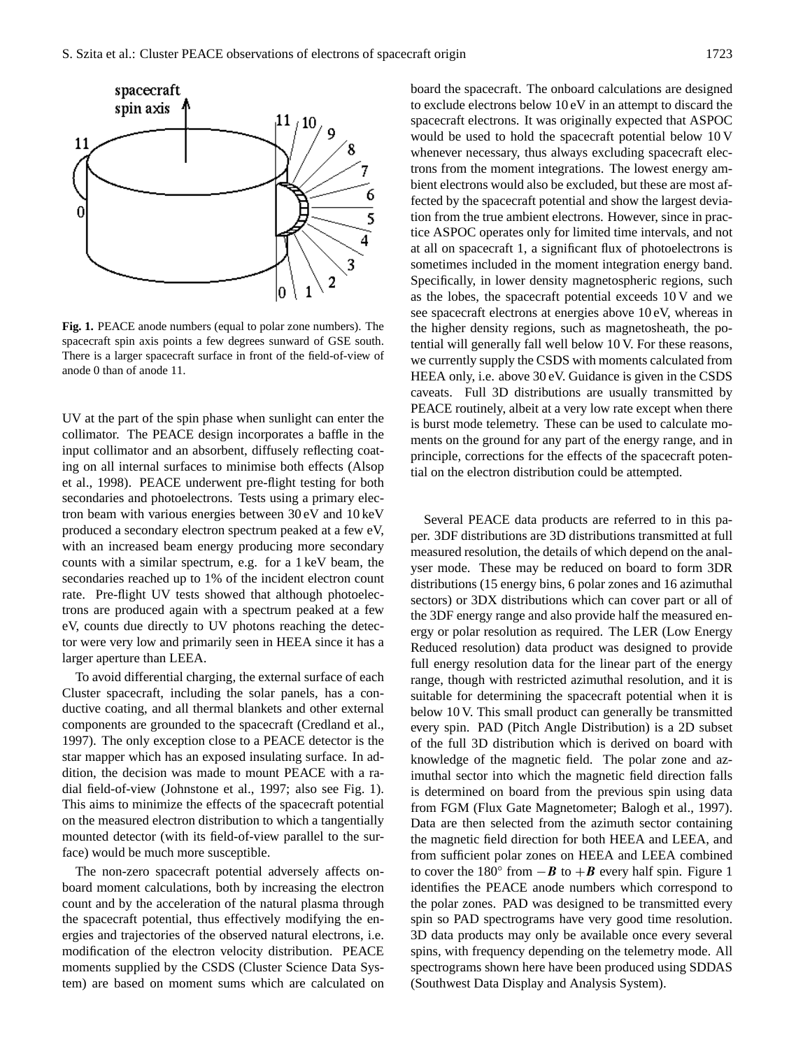spacecraft
spin axis

11

0

11 10 9 8 7 6 5 4 3 2 1 0

**Fig. 1.** PEACE anode numbers (equal to polar zone numbers). The spacecraft spin axis points a few degrees sunward of GSE south. There is a larger spacecraft surface in front of the field-of-view of anode 0 than of anode 11.

UV at the part of the spin phase when sunlight can enter the collimator. The PEACE design incorporates a baffle in the input collimator and an absorbent, diffusely reflecting coating on all internal surfaces to minimise both effects (Alsop et al., 1998). PEACE underwent pre-flight testing for both secondaries and photoelectrons. Tests using a primary electron beam with various energies between 30 eV and 10 keV produced a secondary electron spectrum peaked at a few eV, with an increased beam energy producing more secondary counts with a similar spectrum, e.g. for a 1 keV beam, the secondaries reached up to 1% of the incident electron count rate. Pre-flight UV tests showed that although photoelectrons are produced again with a spectrum peaked at a few eV, counts due directly to UV photons reaching the detector were very low and primarily seen in HEEA since it has a larger aperture than LEEA.

To avoid differential charging, the external surface of each Cluster spacecraft, including the solar panels, has a conductive coating, and all thermal blankets and other external components are grounded to the spacecraft (Credland et al., 1997). The only exception close to a PEACE detector is the star mapper which has an exposed insulating surface. In addition, the decision was made to mount PEACE with a radial field-of-view (Johnstone et al., 1997; also see Fig. 1). This aims to minimize the effects of the spacecraft potential on the measured electron distribution to which a tangentially mounted detector (with its field-of-view parallel to the surface) would be much more susceptible.

The non-zero spacecraft potential adversely affects onboard moment calculations, both by increasing the electron count and by the acceleration of the natural plasma through the spacecraft potential, thus effectively modifying the energies and trajectories of the observed natural electrons, i.e. modification of the electron velocity distribution. PEACE moments supplied by the CSDS (Cluster Science Data System) are based on moment sums which are calculated on board the spacecraft. The onboard calculations are designed to exclude electrons below 10 eV in an attempt to discard the spacecraft electrons. It was originally expected that ASPOC would be used to hold the spacecraft potential below 10 V whenever necessary, thus always excluding spacecraft electrons from the moment integrations. The lowest energy ambient electrons would also be excluded, but these are most affected by the spacecraft potential and show the largest deviation from the true ambient electrons. However, since in practice ASPOC operates only for limited time intervals, and not at all on spacecraft 1, a significant flux of photoelectrons is sometimes included in the moment integration energy band. Specifically, in lower density magnetospheric regions, such as the lobes, the spacecraft potential exceeds 10 V and we see spacecraft electrons at energies above 10 eV, whereas in the higher density regions, such as magnetosheath, the potential will generally fall well below 10 V. For these reasons, we currently supply the CSDS with moments calculated from HEEA only, i.e. above 30 eV. Guidance is given in the CSDS caveats. Full 3D distributions are usually transmitted by PEACE routinely, albeit at a very low rate except when there is burst mode telemetry. These can be used to calculate moments on the ground for any part of the energy range, and in principle, corrections for the effects of the spacecraft potential on the electron distribution could be attempted.

Several PEACE data products are referred to in this paper. 3DF distributions are 3D distributions transmitted at full measured resolution, the details of which depend on the analyser mode. These may be reduced on board to form 3DR distributions (15 energy bins, 6 polar zones and 16 azimuthal sectors) or 3DX distributions which can cover part or all of the 3DF energy range and also provide half the measured energy or polar resolution as required. The LER (Low Energy Reduced resolution) data product was designed to provide full energy resolution data for the linear part of the energy range, though with restricted azimuthal resolution, and it is suitable for determining the spacecraft potential when it is below 10 V. This small product can generally be transmitted every spin. PAD (Pitch Angle Distribution) is a 2D subset of the full 3D distribution which is derived on board with knowledge of the magnetic field. The polar zone and azimuthal sector into which the magnetic field direction falls is determined on board from the previous spin using data from FGM (Flux Gate Magnetometer; Balogh et al., 1997). Data are then selected from the azimuth sector containing the magnetic field direction for both HEEA and LEEA, and from sufficient polar zones on HEEA and LEEA combined to cover the 180° from $-\boldsymbol{B}$ to $+\boldsymbol{B}$ every half spin. Figure 1 identifies the PEACE anode numbers which correspond to the polar zones. PAD was designed to be transmitted every spin so PAD spectrograms have very good time resolution. 3D data products may only be available once every several spins, with frequency depending on the telemetry mode. All spectrograms shown here have been produced using SDDAS (Southwest Data Display and Analysis System).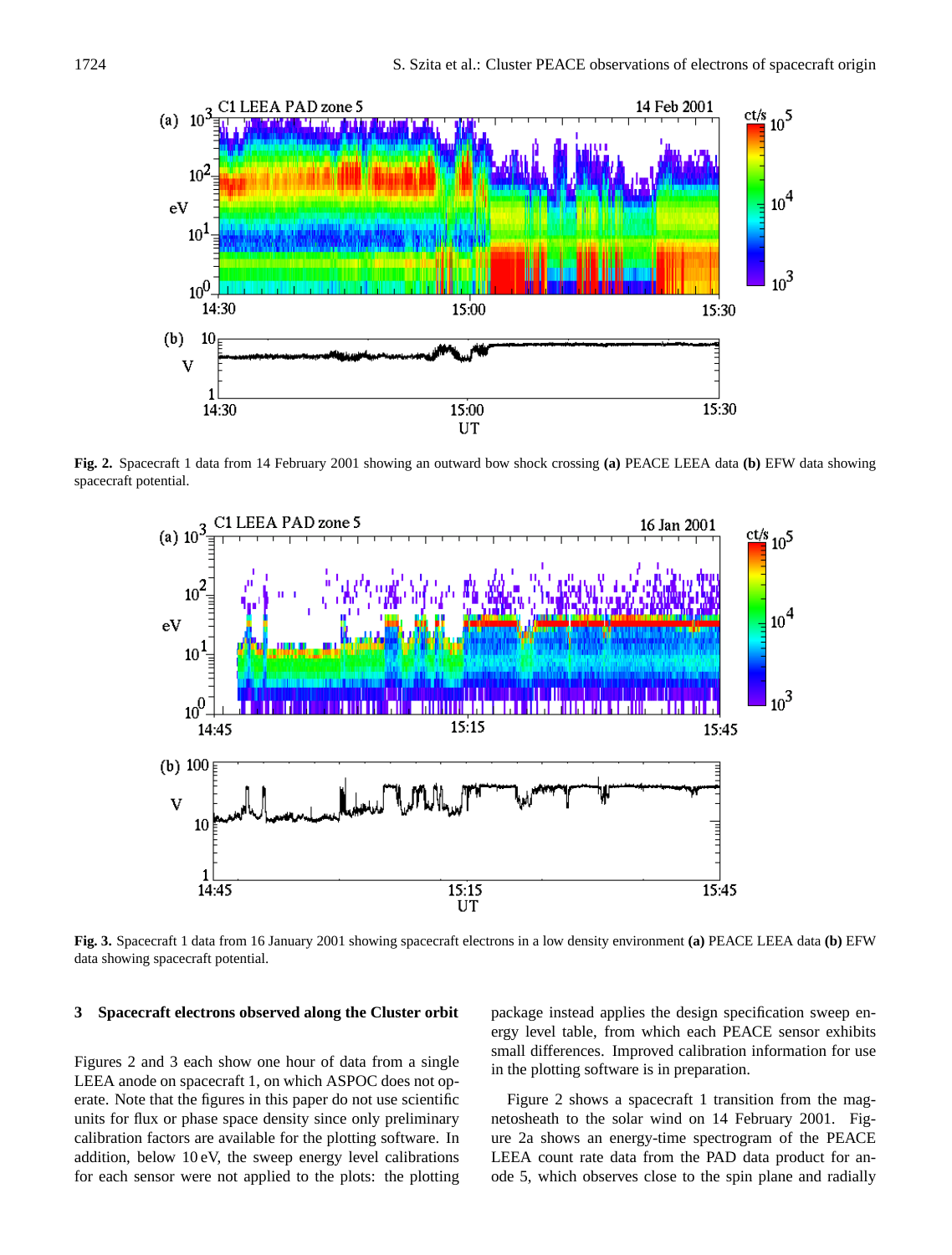C1 LEEA PAD zone 5

14 Feb 2001

(a) $10^3$ $10^2$ $10^1$ $10^0$ eV

ct/s $10^5$ $10^4$ $10^3$

14:30 15:00 15:30

(b) 10 V 1

14:30 15:00 15:30 UT

**Fig. 2.** Spacecraft 1 data from 14 February 2001 showing an outward bow shock crossing **(a)** PEACE LEEA data **(b)** EFW data showing spacecraft potential.

C1 LEEA PAD zone 5

16 Jan 2001

(a) $10^3$ $10^2$ $10^1$ $10^0$ eV

ct/s $10^5$ $10^4$ $10^3$

14:45 15:15 15:45

(b) 100 V 10 1

14:45 15:15 15:45 UT

**Fig. 3.** Spacecraft 1 data from 16 January 2001 showing spacecraft electrons in a low density environment **(a)** PEACE LEEA data **(b)** EFW data showing spacecraft potential.

## 3 Spacecraft electrons observed along the Cluster orbit

Figures 2 and 3 each show one hour of data from a single LEEA anode on spacecraft 1, on which ASPOC does not operate. Note that the figures in this paper do not use scientific units for flux or phase space density since only preliminary calibration factors are available for the plotting software. In addition, below 10 eV, the sweep energy level calibrations for each sensor were not applied to the plots: the plotting package instead applies the design specification sweep energy level table, from which each PEACE sensor exhibits small differences. Improved calibration information for use in the plotting software is in preparation.

Figure 2 shows a spacecraft 1 transition from the magnetosheath to the solar wind on 14 February 2001. Figure 2a shows an energy-time spectrogram of the PEACE LEEA count rate data from the PAD data product for anode 5, which observes close to the spin plane and radially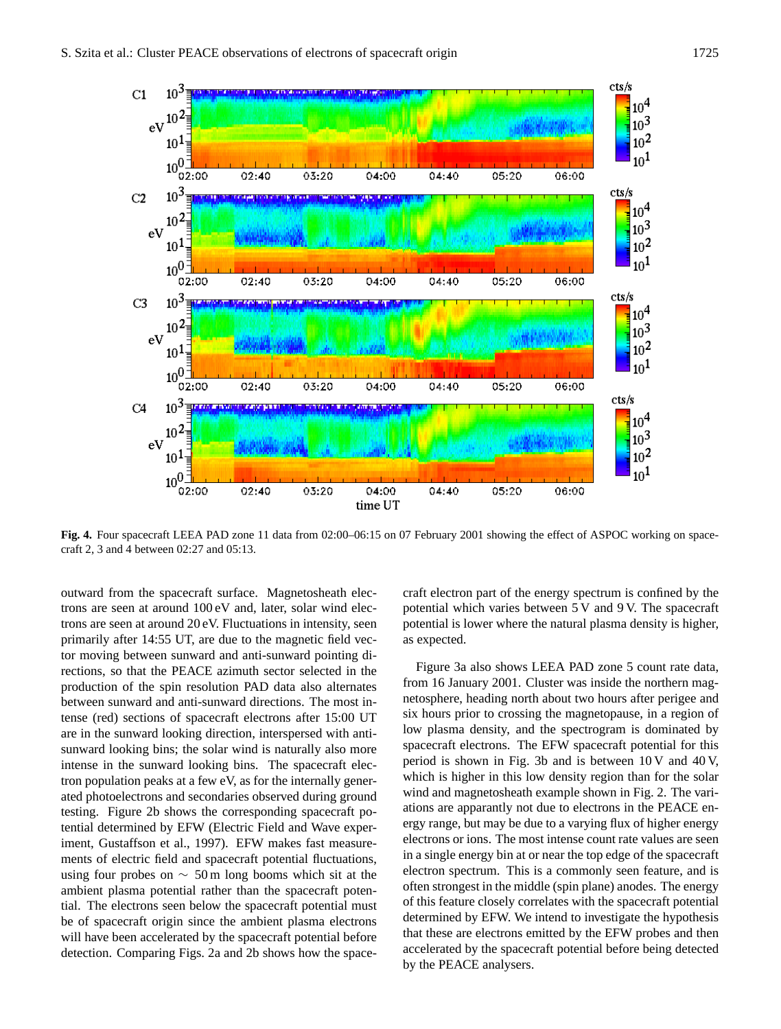C1
$10^3$
$10^2$
eV
$10^1$
$10^0$
02:00 02:40 03:20 04:00 04:40 05:20 06:00
cts/s
$10^4$
$10^3$
$10^2$
$10^1$

C2
$10^3$
$10^2$
eV
$10^1$
$10^0$
02:00 02:40 03:20 04:00 04:40 05:20 06:00
cts/s
$10^4$
$10^3$
$10^2$
$10^1$

C3
$10^3$
$10^2$
eV
$10^1$
$10^0$
02:00 02:40 03:20 04:00 04:40 05:20 06:00
cts/s
$10^4$
$10^3$
$10^2$
$10^1$

C4
$10^3$
$10^2$
eV
$10^1$
$10^0$
02:00 02:40 03:20 04:00 04:40 05:20 06:00
time UT
cts/s
$10^4$
$10^3$
$10^2$
$10^1$

**Fig. 4.** Four spacecraft LEEA PAD zone 11 data from 02:00–06:15 on 07 February 2001 showing the effect of ASPOC working on spacecraft 2, 3 and 4 between 02:27 and 05:13.

outward from the spacecraft surface. Magnetosheath electrons are seen at around 100 eV and, later, solar wind electrons are seen at around 20 eV. Fluctuations in intensity, seen primarily after 14:55 UT, are due to the magnetic field vector moving between sunward and anti-sunward pointing directions, so that the PEACE azimuth sector selected in the production of the spin resolution PAD data also alternates between sunward and anti-sunward directions. The most intense (red) sections of spacecraft electrons after 15:00 UT are in the sunward looking direction, interspersed with anti-sunward looking bins; the solar wind is naturally also more intense in the sunward looking bins. The spacecraft electron population peaks at a few eV, as for the internally generated photoelectrons and secondaries observed during ground testing. Figure 2b shows the corresponding spacecraft potential determined by EFW (Electric Field and Wave experiment, Gustaffson et al., 1997). EFW makes fast measurements of electric field and spacecraft potential fluctuations, using four probes on $\sim$ 50 m long booms which sit at the ambient plasma potential rather than the spacecraft potential. The electrons seen below the spacecraft potential must be of spacecraft origin since the ambient plasma electrons will have been accelerated by the spacecraft potential before detection. Comparing Figs. 2a and 2b shows how the spacecraft electron part of the energy spectrum is confined by the potential which varies between 5 V and 9 V. The spacecraft potential is lower where the natural plasma density is higher, as expected.

Figure 3a also shows LEEA PAD zone 5 count rate data, from 16 January 2001. Cluster was inside the northern magnetosphere, heading north about two hours after perigee and six hours prior to crossing the magnetopause, in a region of low plasma density, and the spectrogram is dominated by spacecraft electrons. The EFW spacecraft potential for this period is shown in Fig. 3b and is between 10 V and 40 V, which is higher in this low density region than for the solar wind and magnetosheath example shown in Fig. 2. The variations are apparantly not due to electrons in the PEACE energy range, but may be due to a varying flux of higher energy electrons or ions. The most intense count rate values are seen in a single energy bin at or near the top edge of the spacecraft electron spectrum. This is a commonly seen feature, and is often strongest in the middle (spin plane) anodes. The energy of this feature closely correlates with the spacecraft potential determined by EFW. We intend to investigate the hypothesis that these are electrons emitted by the EFW probes and then accelerated by the spacecraft potential before being detected by the PEACE analysers.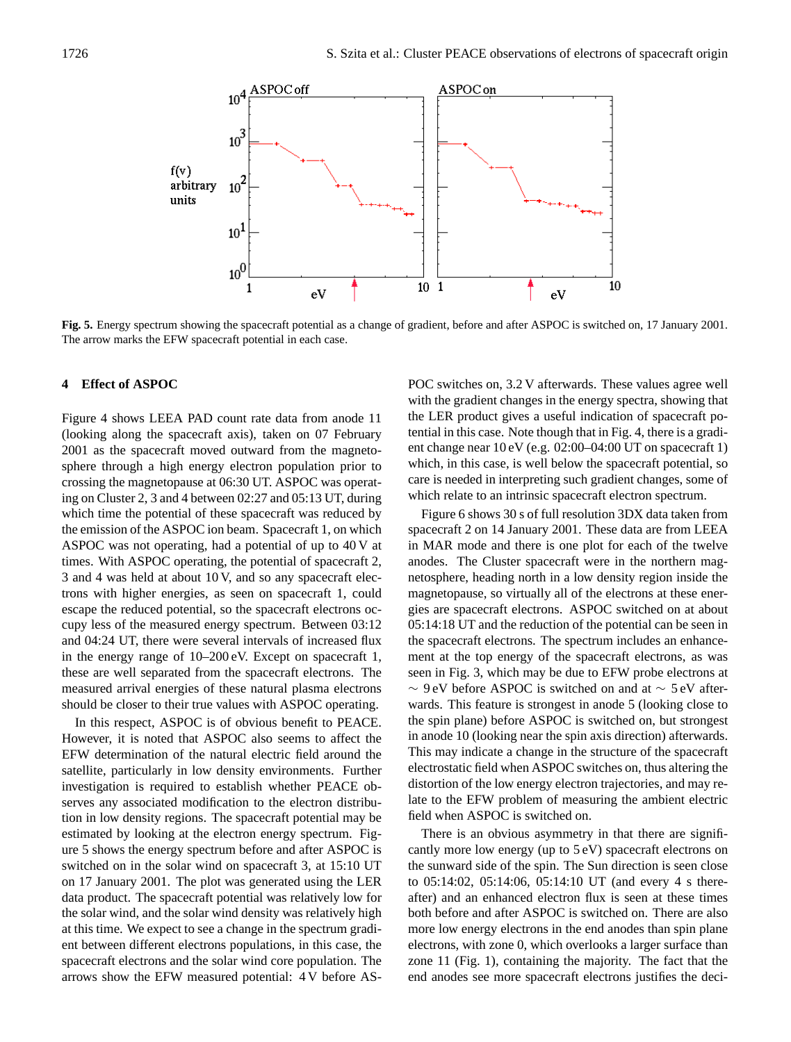ASPOC off

ASPOC on

$10^4$

$10^3$

$10^2$

$10^1$

$10^0$

f(v) arbitrary units

1

eV

10

1

eV

10

**Fig. 5.** Energy spectrum showing the spacecraft potential as a change of gradient, before and after ASPOC is switched on, 17 January 2001. The arrow marks the EFW spacecraft potential in each case.

## 4 Effect of ASPOC

Figure 4 shows LEEA PAD count rate data from anode 11 (looking along the spacecraft axis), taken on 07 February 2001 as the spacecraft moved outward from the magnetosphere through a high energy electron population prior to crossing the magnetopause at 06:30 UT. ASPOC was operating on Cluster 2, 3 and 4 between 02:27 and 05:13 UT, during which time the potential of these spacecraft was reduced by the emission of the ASPOC ion beam. Spacecraft 1, on which ASPOC was not operating, had a potential of up to 40 V at times. With ASPOC operating, the potential of spacecraft 2, 3 and 4 was held at about 10 V, and so any spacecraft electrons with higher energies, as seen on spacecraft 1, could escape the reduced potential, so the spacecraft electrons occupy less of the measured energy spectrum. Between 03:12 and 04:24 UT, there were several intervals of increased flux in the energy range of 10–200 eV. Except on spacecraft 1, these are well separated from the spacecraft electrons. The measured arrival energies of these natural plasma electrons should be closer to their true values with ASPOC operating.

In this respect, ASPOC is of obvious benefit to PEACE. However, it is noted that ASPOC also seems to affect the EFW determination of the natural electric field around the satellite, particularly in low density environments. Further investigation is required to establish whether PEACE observes any associated modification to the electron distribution in low density regions. The spacecraft potential may be estimated by looking at the electron energy spectrum. Figure 5 shows the energy spectrum before and after ASPOC is switched on in the solar wind on spacecraft 3, at 15:10 UT on 17 January 2001. The plot was generated using the LER data product. The spacecraft potential was relatively low for the solar wind, and the solar wind density was relatively high at this time. We expect to see a change in the spectrum gradient between different electrons populations, in this case, the spacecraft electrons and the solar wind core population. The arrows show the EFW measured potential: 4 V before ASPOC switches on, 3.2 V afterwards. These values agree well with the gradient changes in the energy spectra, showing that the LER product gives a useful indication of spacecraft potential in this case. Note though that in Fig. 4, there is a gradient change near 10 eV (e.g. 02:00–04:00 UT on spacecraft 1) which, in this case, is well below the spacecraft potential, so care is needed in interpreting such gradient changes, some of which relate to an intrinsic spacecraft electron spectrum.

Figure 6 shows 30 s of full resolution 3DX data taken from spacecraft 2 on 14 January 2001. These data are from LEEA in MAR mode and there is one plot for each of the twelve anodes. The Cluster spacecraft were in the northern magnetosphere, heading north in a low density region inside the magnetopause, so virtually all of the electrons at these energies are spacecraft electrons. ASPOC switched on at about 05:14:18 UT and the reduction of the potential can be seen in the spacecraft electrons. The spectrum includes an enhancement at the top energy of the spacecraft electrons, as was seen in Fig. 3, which may be due to EFW probe electrons at ∼ 9 eV before ASPOC is switched on and at ∼ 5 eV afterwards. This feature is strongest in anode 5 (looking close to the spin plane) before ASPOC is switched on, but strongest in anode 10 (looking near the spin axis direction) afterwards. This may indicate a change in the structure of the spacecraft electrostatic field when ASPOC switches on, thus altering the distortion of the low energy electron trajectories, and may relate to the EFW problem of measuring the ambient electric field when ASPOC is switched on.

There is an obvious asymmetry in that there are significantly more low energy (up to 5 eV) spacecraft electrons on the sunward side of the spin. The Sun direction is seen close to 05:14:02, 05:14:06, 05:14:10 UT (and every 4 s thereafter) and an enhanced electron flux is seen at these times both before and after ASPOC is switched on. There are also more low energy electrons in the end anodes than spin plane electrons, with zone 0, which overlooks a larger surface than zone 11 (Fig. 1), containing the majority. The fact that the end anodes see more spacecraft electrons justifies the deci-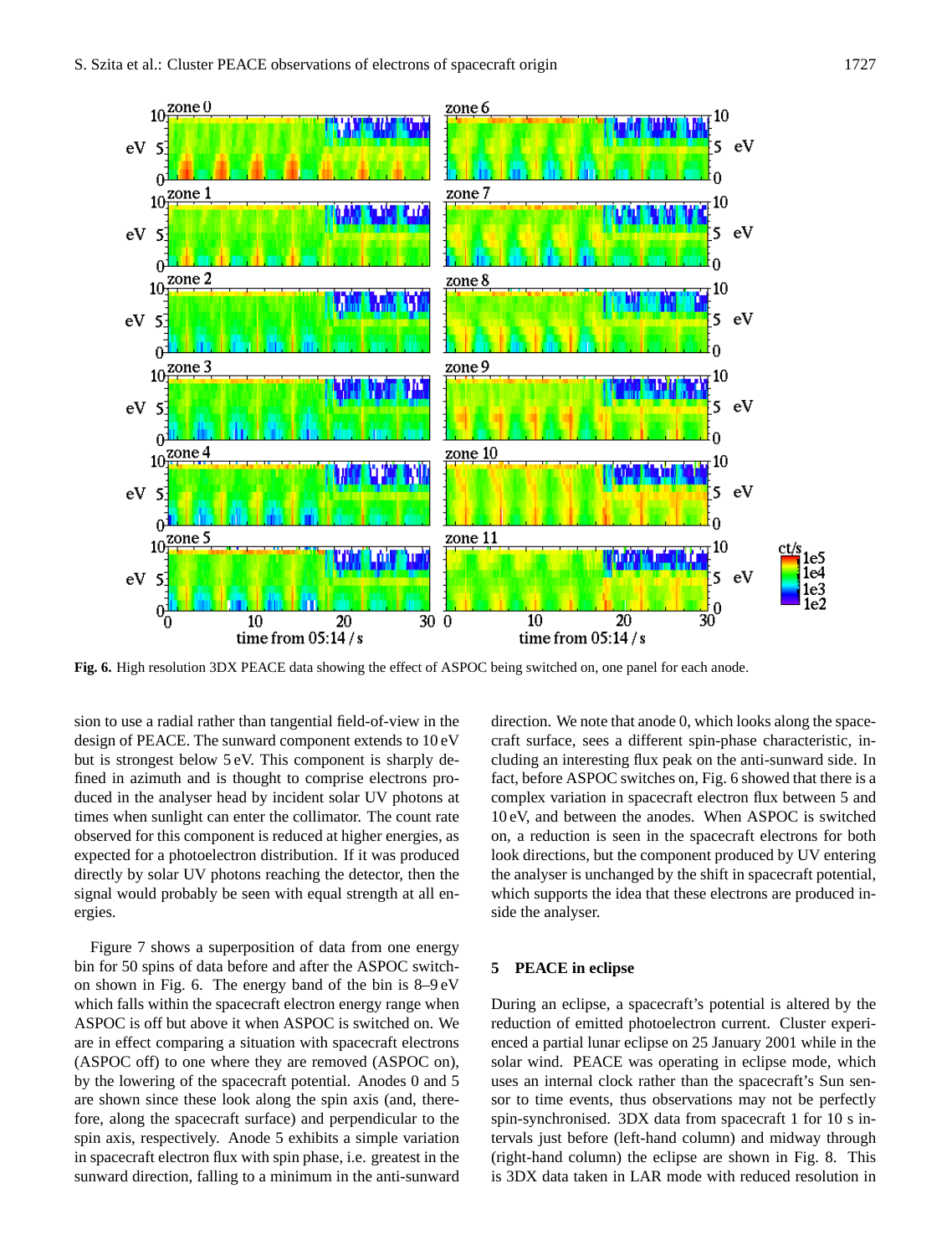**Fig. 6.** High resolution 3DX PEACE data showing the effect of ASPOC being switched on, one panel for each anode.

sion to use a radial rather than tangential field-of-view in the design of PEACE. The sunward component extends to 10 eV but is strongest below 5 eV. This component is sharply defined in azimuth and is thought to comprise electrons produced in the analyser head by incident solar UV photons at times when sunlight can enter the collimator. The count rate observed for this component is reduced at higher energies, as expected for a photoelectron distribution. If it was produced directly by solar UV photons reaching the detector, then the signal would probably be seen with equal strength at all energies.

Figure 7 shows a superposition of data from one energy bin for 50 spins of data before and after the ASPOC switch-on shown in Fig. 6. The energy band of the bin is 8–9 eV which falls within the spacecraft electron energy range when ASPOC is off but above it when ASPOC is switched on. We are in effect comparing a situation with spacecraft electrons (ASPOC off) to one where they are removed (ASPOC on), by the lowering of the spacecraft potential. Anodes 0 and 5 are shown since these look along the spin axis (and, therefore, along the spacecraft surface) and perpendicular to the spin axis, respectively. Anode 5 exhibits a simple variation in spacecraft electron flux with spin phase, i.e. greatest in the sunward direction, falling to a minimum in the anti-sunward direction. We note that anode 0, which looks along the spacecraft surface, sees a different spin-phase characteristic, including an interesting flux peak on the anti-sunward side. In fact, before ASPOC switches on, Fig. 6 showed that there is a complex variation in spacecraft electron flux between 5 and 10 eV, and between the anodes. When ASPOC is switched on, a reduction is seen in the spacecraft electrons for both look directions, but the component produced by UV entering the analyser is unchanged by the shift in spacecraft potential, which supports the idea that these electrons are produced inside the analyser.

## 5 PEACE in eclipse

During an eclipse, a spacecraft's potential is altered by the reduction of emitted photoelectron current. Cluster experienced a partial lunar eclipse on 25 January 2001 while in the solar wind. PEACE was operating in eclipse mode, which uses an internal clock rather than the spacecraft's Sun sensor to time events, thus observations may not be perfectly spin-synchronised. 3DX data from spacecraft 1 for 10 s intervals just before (left-hand column) and midway through (right-hand column) the eclipse are shown in Fig. 8. This is 3DX data taken in LAR mode with reduced resolution in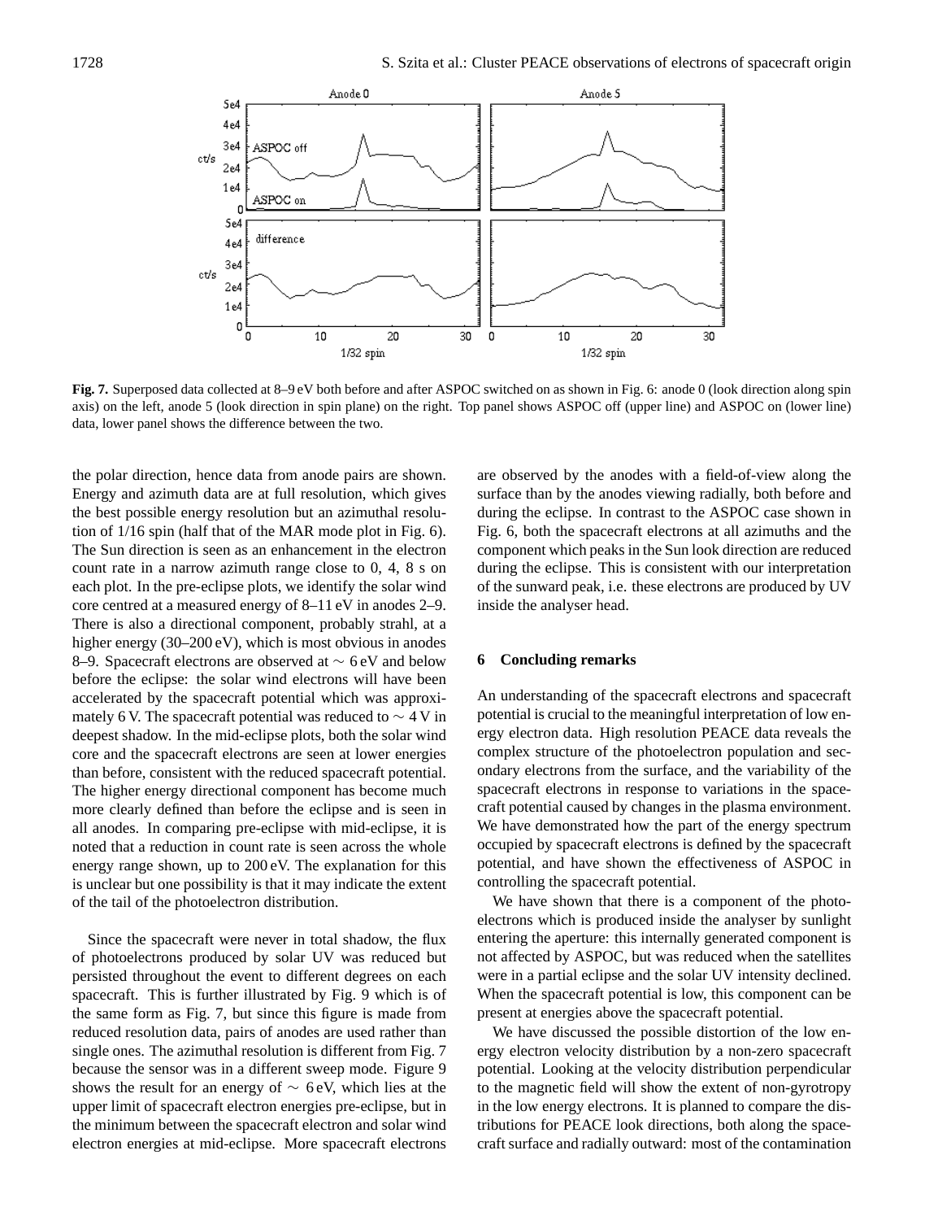Anode 0

Anode 5

5e4

4e4

3e4

2e4

1e4

0

ct/s

ASPOC off

ASPOC on

difference

0 10 20 30

1/32 spin

**Fig. 7.** Superposed data collected at 8–9 eV both before and after ASPOC switched on as shown in Fig. 6: anode 0 (look direction along spin axis) on the left, anode 5 (look direction in spin plane) on the right. Top panel shows ASPOC off (upper line) and ASPOC on (lower line) data, lower panel shows the difference between the two.

the polar direction, hence data from anode pairs are shown. Energy and azimuth data are at full resolution, which gives the best possible energy resolution but an azimuthal resolution of 1/16 spin (half that of the MAR mode plot in Fig. 6). The Sun direction is seen as an enhancement in the electron count rate in a narrow azimuth range close to 0, 4, 8 s on each plot. In the pre-eclipse plots, we identify the solar wind core centred at a measured energy of 8–11 eV in anodes 2–9. There is also a directional component, probably strahl, at a higher energy (30–200 eV), which is most obvious in anodes 8–9. Spacecraft electrons are observed at $\sim$ 6 eV and below before the eclipse: the solar wind electrons will have been accelerated by the spacecraft potential which was approximately 6 V. The spacecraft potential was reduced to $\sim$ 4 V in deepest shadow. In the mid-eclipse plots, both the solar wind core and the spacecraft electrons are seen at lower energies than before, consistent with the reduced spacecraft potential. The higher energy directional component has become much more clearly defined than before the eclipse and is seen in all anodes. In comparing pre-eclipse with mid-eclipse, it is noted that a reduction in count rate is seen across the whole energy range shown, up to 200 eV. The explanation for this is unclear but one possibility is that it may indicate the extent of the tail of the photoelectron distribution.

Since the spacecraft were never in total shadow, the flux of photoelectrons produced by solar UV was reduced but persisted throughout the event to different degrees on each spacecraft. This is further illustrated by Fig. 9 which is of the same form as Fig. 7, but since this figure is made from reduced resolution data, pairs of anodes are used rather than single ones. The azimuthal resolution is different from Fig. 7 because the sensor was in a different sweep mode. Figure 9 shows the result for an energy of $\sim$ 6 eV, which lies at the upper limit of spacecraft electron energies pre-eclipse, but in the minimum between the spacecraft electron and solar wind electron energies at mid-eclipse. More spacecraft electrons are observed by the anodes with a field-of-view along the surface than by the anodes viewing radially, both before and during the eclipse. In contrast to the ASPOC case shown in Fig. 6, both the spacecraft electrons at all azimuths and the component which peaks in the Sun look direction are reduced during the eclipse. This is consistent with our interpretation of the sunward peak, i.e. these electrons are produced by UV inside the analyser head.

## 6 Concluding remarks

An understanding of the spacecraft electrons and spacecraft potential is crucial to the meaningful interpretation of low energy electron data. High resolution PEACE data reveals the complex structure of the photoelectron population and secondary electrons from the surface, and the variability of the spacecraft electrons in response to variations in the spacecraft potential caused by changes in the plasma environment. We have demonstrated how the part of the energy spectrum occupied by spacecraft electrons is defined by the spacecraft potential, and have shown the effectiveness of ASPOC in controlling the spacecraft potential.

We have shown that there is a component of the photoelectrons which is produced inside the analyser by sunlight entering the aperture: this internally generated component is not affected by ASPOC, but was reduced when the satellites were in a partial eclipse and the solar UV intensity declined. When the spacecraft potential is low, this component can be present at energies above the spacecraft potential.

We have discussed the possible distortion of the low energy electron velocity distribution by a non-zero spacecraft potential. Looking at the velocity distribution perpendicular to the magnetic field will show the extent of non-gyrotropy in the low energy electrons. It is planned to compare the distributions for PEACE look directions, both along the spacecraft surface and radially outward: most of the contamination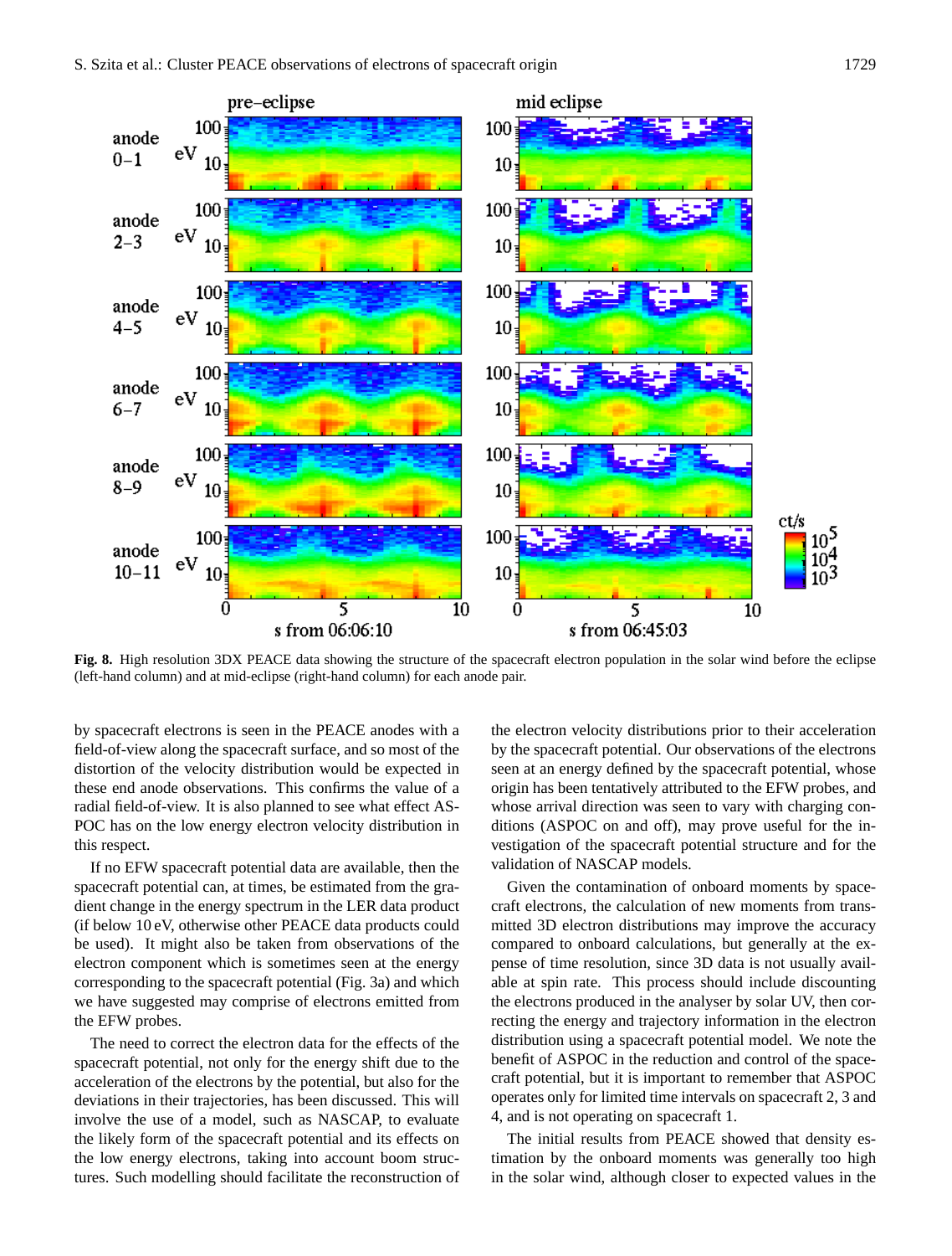pre-eclipse

mid eclipse

anode 0–1

anode 2–3

anode 4–5

anode 6–7

anode 8–9

anode 10–11

eV

100

10

0 5 10

s from 06:06:10

s from 06:45:03

ct/s

$10^5$

$10^4$

$10^3$

**Fig. 8.** High resolution 3DX PEACE data showing the structure of the spacecraft electron population in the solar wind before the eclipse (left-hand column) and at mid-eclipse (right-hand column) for each anode pair.

by spacecraft electrons is seen in the PEACE anodes with a field-of-view along the spacecraft surface, and so most of the distortion of the velocity distribution would be expected in these end anode observations. This confirms the value of a radial field-of-view. It is also planned to see what effect ASPOC has on the low energy electron velocity distribution in this respect.

If no EFW spacecraft potential data are available, then the spacecraft potential can, at times, be estimated from the gradient change in the energy spectrum in the LER data product (if below 10 eV, otherwise other PEACE data products could be used). It might also be taken from observations of the electron component which is sometimes seen at the energy corresponding to the spacecraft potential (Fig. 3a) and which we have suggested may comprise of electrons emitted from the EFW probes.

The need to correct the electron data for the effects of the spacecraft potential, not only for the energy shift due to the acceleration of the electrons by the potential, but also for the deviations in their trajectories, has been discussed. This will involve the use of a model, such as NASCAP, to evaluate the likely form of the spacecraft potential and its effects on the low energy electrons, taking into account boom structures. Such modelling should facilitate the reconstruction of the electron velocity distributions prior to their acceleration by the spacecraft potential. Our observations of the electrons seen at an energy defined by the spacecraft potential, whose origin has been tentatively attributed to the EFW probes, and whose arrival direction was seen to vary with charging conditions (ASPOC on and off), may prove useful for the investigation of the spacecraft potential structure and for the validation of NASCAP models.

Given the contamination of onboard moments by spacecraft electrons, the calculation of new moments from transmitted 3D electron distributions may improve the accuracy compared to onboard calculations, but generally at the expense of time resolution, since 3D data is not usually available at spin rate. This process should include discounting the electrons produced in the analyser by solar UV, then correcting the energy and trajectory information in the electron distribution using a spacecraft potential model. We note the benefit of ASPOC in the reduction and control of the spacecraft potential, but it is important to remember that ASPOC operates only for limited time intervals on spacecraft 2, 3 and 4, and is not operating on spacecraft 1.

The initial results from PEACE showed that density estimation by the onboard moments was generally too high in the solar wind, although closer to expected values in the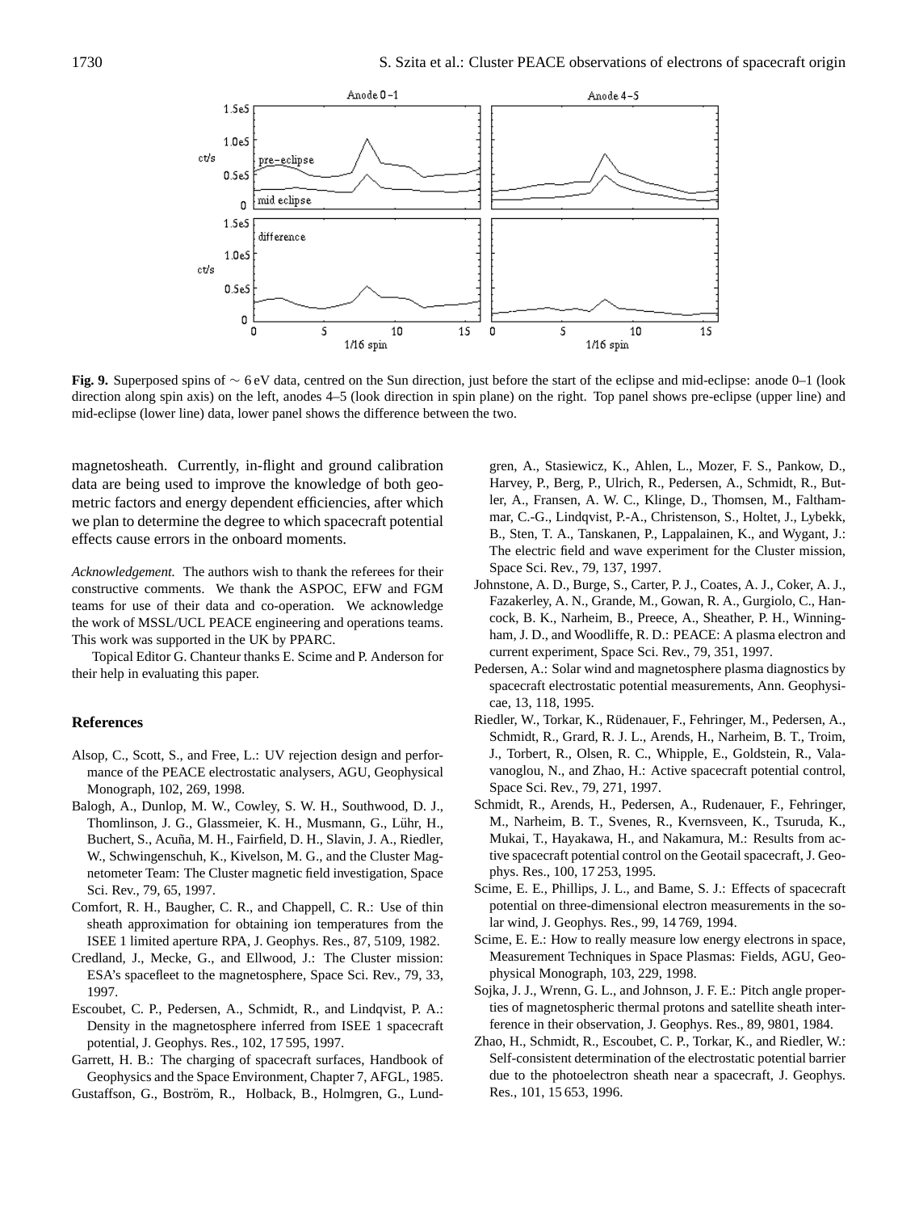Anode 0–1

Anode 4–5

1.5e5

1.0e5

ct/s

pre–eclipse

0.5e5

mid eclipse

0

1.5e5

difference

1.0e5

ct/s

0.5e5

0

0 5 10 15

1/16 spin

0 5 10 15

1/16 spin

**Fig. 9.** Superposed spins of ∼ 6 eV data, centred on the Sun direction, just before the start of the eclipse and mid-eclipse: anode 0–1 (look direction along spin axis) on the left, anodes 4–5 (look direction in spin plane) on the right. Top panel shows pre-eclipse (upper line) and mid-eclipse (lower line) data, lower panel shows the difference between the two.

magnetosheath. Currently, in-flight and ground calibration data are being used to improve the knowledge of both geometric factors and energy dependent efficiencies, after which we plan to determine the degree to which spacecraft potential effects cause errors in the onboard moments.

*Acknowledgement.* The authors wish to thank the referees for their constructive comments. We thank the ASPOC, EFW and FGM teams for use of their data and co-operation. We acknowledge the work of MSSL/UCL PEACE engineering and operations teams. This work was supported in the UK by PPARC.

Topical Editor G. Chanteur thanks E. Scime and P. Anderson for their help in evaluating this paper.

## References

- Alsop, C., Scott, S., and Free, L.: UV rejection design and performance of the PEACE electrostatic analysers, AGU, Geophysical Monograph, 102, 269, 1998.
- Balogh, A., Dunlop, M. W., Cowley, S. W. H., Southwood, D. J., Thomlinson, J. G., Glassmeier, K. H., Musmann, G., Lühr, H., Buchert, S., Acuña, M. H., Fairfield, D. H., Slavin, J. A., Riedler, W., Schwingenschuh, K., Kivelson, M. G., and the Cluster Magnetometer Team: The Cluster magnetic field investigation, Space Sci. Rev., 79, 65, 1997.
- Comfort, R. H., Baugher, C. R., and Chappell, C. R.: Use of thin sheath approximation for obtaining ion temperatures from the ISEE 1 limited aperture RPA, J. Geophys. Res., 87, 5109, 1982.
- Credland, J., Mecke, G., and Ellwood, J.: The Cluster mission: ESA's spacefleet to the magnetosphere, Space Sci. Rev., 79, 33, 1997.
- Escoubet, C. P., Pedersen, A., Schmidt, R., and Lindqvist, P. A.: Density in the magnetosphere inferred from ISEE 1 spacecraft potential, J. Geophys. Res., 102, 17 595, 1997.
- Garrett, H. B.: The charging of spacecraft surfaces, Handbook of Geophysics and the Space Environment, Chapter 7, AFGL, 1985.
- Gustaffson, G., Boström, R., Holback, B., Holmgren, G., Lundgren, A., Stasiewicz, K., Ahlen, L., Mozer, F. S., Pankow, D., Harvey, P., Berg, P., Ulrich, R., Pedersen, A., Schmidt, R., Butler, A., Fransen, A. W. C., Klinge, D., Thomsen, M., Falthammar, C.-G., Lindqvist, P.-A., Christenson, S., Holtet, J., Lybekk, B., Sten, T. A., Tanskanen, P., Lappalainen, K., and Wygant, J.: The electric field and wave experiment for the Cluster mission, Space Sci. Rev., 79, 137, 1997.
- Johnstone, A. D., Burge, S., Carter, P. J., Coates, A. J., Coker, A. J., Fazakerley, A. N., Grande, M., Gowan, R. A., Gurgiolo, C., Hancock, B. K., Narheim, B., Preece, A., Sheather, P. H., Winningham, J. D., and Woodliffe, R. D.: PEACE: A plasma electron and current experiment, Space Sci. Rev., 79, 351, 1997.
- Pedersen, A.: Solar wind and magnetosphere plasma diagnostics by spacecraft electrostatic potential measurements, Ann. Geophysicae, 13, 118, 1995.
- Riedler, W., Torkar, K., Rüdenauer, F., Fehringer, M., Pedersen, A., Schmidt, R., Grard, R. J. L., Arends, H., Narheim, B. T., Troim, J., Torbert, R., Olsen, R. C., Whipple, E., Goldstein, R., Valavanoglou, N., and Zhao, H.: Active spacecraft potential control, Space Sci. Rev., 79, 271, 1997.
- Schmidt, R., Arends, H., Pedersen, A., Rudenauer, F., Fehringer, M., Narheim, B. T., Svenes, R., Kvernsveen, K., Tsuruda, K., Mukai, T., Hayakawa, H., and Nakamura, M.: Results from active spacecraft potential control on the Geotail spacecraft, J. Geophys. Res., 100, 17 253, 1995.
- Scime, E. E., Phillips, J. L., and Bame, S. J.: Effects of spacecraft potential on three-dimensional electron measurements in the solar wind, J. Geophys. Res., 99, 14 769, 1994.
- Scime, E. E.: How to really measure low energy electrons in space, Measurement Techniques in Space Plasmas: Fields, AGU, Geophysical Monograph, 103, 229, 1998.
- Sojka, J. J., Wrenn, G. L., and Johnson, J. F. E.: Pitch angle properties of magnetospheric thermal protons and satellite sheath interference in their observation, J. Geophys. Res., 89, 9801, 1984.
- Zhao, H., Schmidt, R., Escoubet, C. P., Torkar, K., and Riedler, W.: Self-consistent determination of the electrostatic potential barrier due to the photoelectron sheath near a spacecraft, J. Geophys. Res., 101, 15 653, 1996.